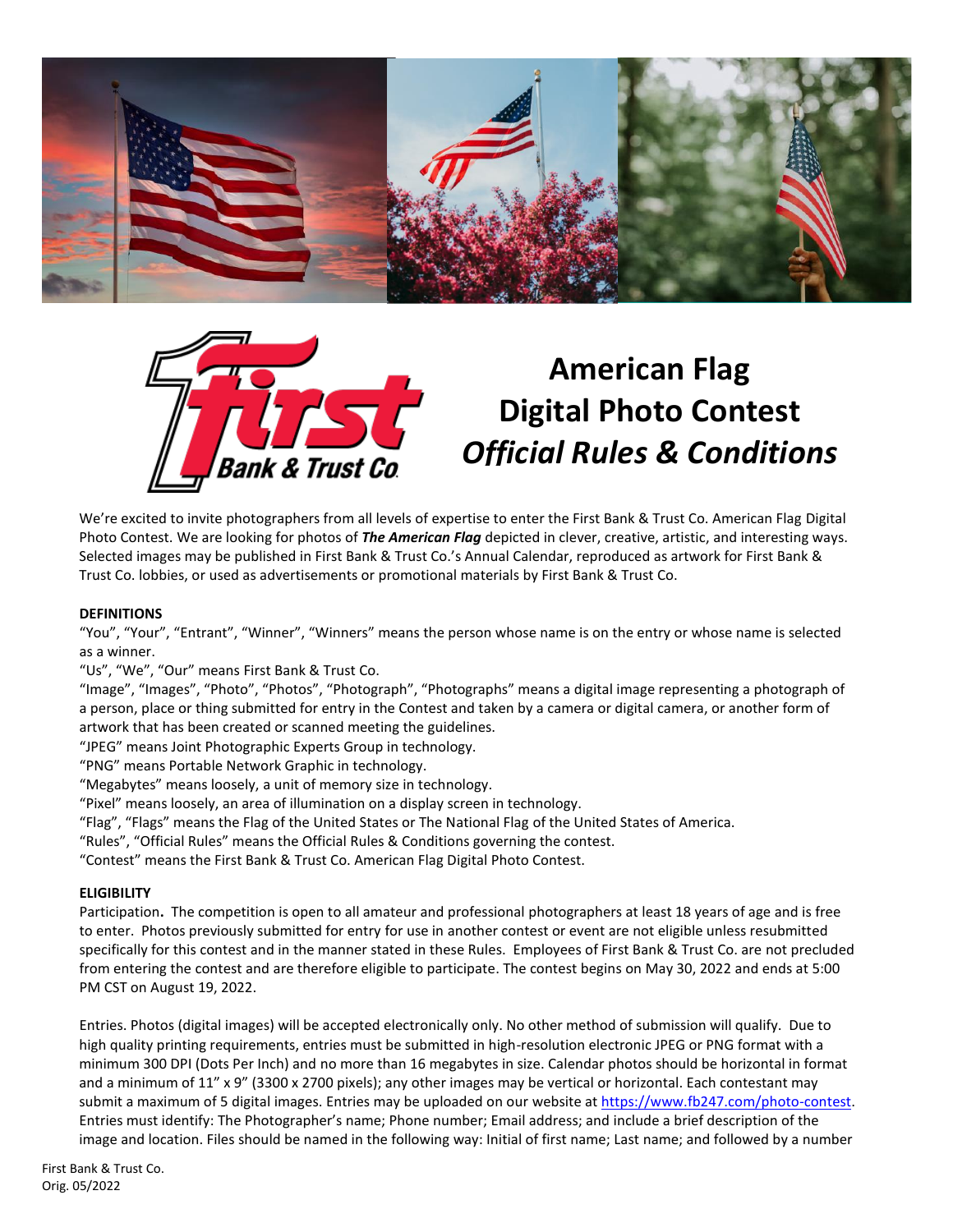# American Flag Digital Photo Contest *Official Rules & Conditions*

We're excited to invite photographers from all levels of expertise to enter the First Bank & Trust Co. American Flag Digital Photo Contest. We are looking for photos of ***The American Flag*** depicted in clever, creative, artistic, and interesting ways. Selected images may be published in First Bank & Trust Co.'s Annual Calendar, reproduced as artwork for First Bank & Trust Co. lobbies, or used as advertisements or promotional materials by First Bank & Trust Co.

**DEFINITIONS**

"You", "Your", "Entrant", "Winner", "Winners" means the person whose name is on the entry or whose name is selected as a winner.
"Us", "We", "Our" means First Bank & Trust Co.
"Image", "Images", "Photo", "Photos", "Photograph", "Photographs" means a digital image representing a photograph of a person, place or thing submitted for entry in the Contest and taken by a camera or digital camera, or another form of artwork that has been created or scanned meeting the guidelines.
"JPEG" means Joint Photographic Experts Group in technology.
"PNG" means Portable Network Graphic in technology.
"Megabytes" means loosely, a unit of memory size in technology.
"Pixel" means loosely, an area of illumination on a display screen in technology.
"Flag", "Flags" means the Flag of the United States or The National Flag of the United States of America.
"Rules", "Official Rules" means the Official Rules & Conditions governing the contest.
"Contest" means the First Bank & Trust Co. American Flag Digital Photo Contest.

**ELIGIBILITY**

Participation**.** The competition is open to all amateur and professional photographers at least 18 years of age and is free to enter. Photos previously submitted for entry for use in another contest or event are not eligible unless resubmitted specifically for this contest and in the manner stated in these Rules. Employees of First Bank & Trust Co. are not precluded from entering the contest and are therefore eligible to participate. The contest begins on May 30, 2022 and ends at 5:00 PM CST on August 19, 2022.

Entries. Photos (digital images) will be accepted electronically only. No other method of submission will qualify. Due to high quality printing requirements, entries must be submitted in high-resolution electronic JPEG or PNG format with a minimum 300 DPI (Dots Per Inch) and no more than 16 megabytes in size. Calendar photos should be horizontal in format and a minimum of 11" x 9" (3300 x 2700 pixels); any other images may be vertical or horizontal. Each contestant may submit a maximum of 5 digital images. Entries may be uploaded on our website at https://www.fb247.com/photo-contest. Entries must identify: The Photographer's name; Phone number; Email address; and include a brief description of the image and location. Files should be named in the following way: Initial of first name; Last name; and followed by a number

First Bank & Trust Co.
Orig. 05/2022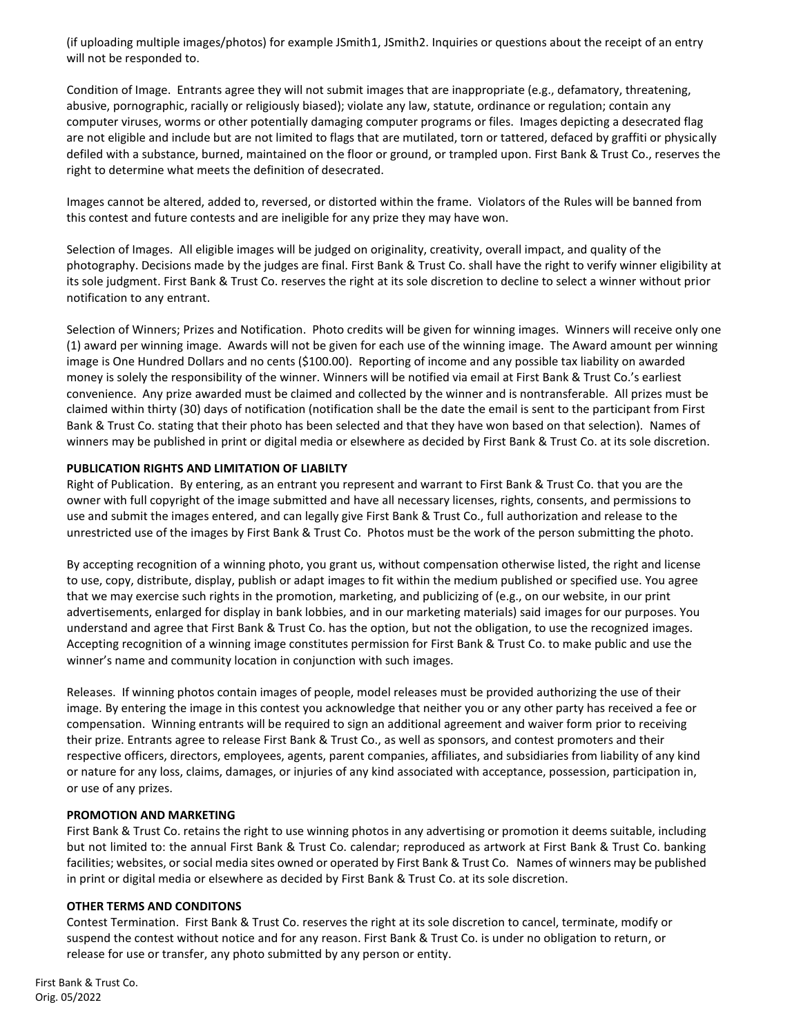(if uploading multiple images/photos) for example JSmith1, JSmith2. Inquiries or questions about the receipt of an entry will not be responded to.

Condition of Image. Entrants agree they will not submit images that are inappropriate (e.g., defamatory, threatening, abusive, pornographic, racially or religiously biased); violate any law, statute, ordinance or regulation; contain any computer viruses, worms or other potentially damaging computer programs or files. Images depicting a desecrated flag are not eligible and include but are not limited to flags that are mutilated, torn or tattered, defaced by graffiti or physically defiled with a substance, burned, maintained on the floor or ground, or trampled upon. First Bank & Trust Co., reserves the right to determine what meets the definition of desecrated.

Images cannot be altered, added to, reversed, or distorted within the frame. Violators of the Rules will be banned from this contest and future contests and are ineligible for any prize they may have won.

Selection of Images. All eligible images will be judged on originality, creativity, overall impact, and quality of the photography. Decisions made by the judges are final. First Bank & Trust Co. shall have the right to verify winner eligibility at its sole judgment. First Bank & Trust Co. reserves the right at its sole discretion to decline to select a winner without prior notification to any entrant.

Selection of Winners; Prizes and Notification. Photo credits will be given for winning images. Winners will receive only one (1) award per winning image. Awards will not be given for each use of the winning image. The Award amount per winning image is One Hundred Dollars and no cents ($100.00). Reporting of income and any possible tax liability on awarded money is solely the responsibility of the winner. Winners will be notified via email at First Bank & Trust Co.'s earliest convenience. Any prize awarded must be claimed and collected by the winner and is nontransferable. All prizes must be claimed within thirty (30) days of notification (notification shall be the date the email is sent to the participant from First Bank & Trust Co. stating that their photo has been selected and that they have won based on that selection). Names of winners may be published in print or digital media or elsewhere as decided by First Bank & Trust Co. at its sole discretion.

**PUBLICATION RIGHTS AND LIMITATION OF LIABILTY**

Right of Publication. By entering, as an entrant you represent and warrant to First Bank & Trust Co. that you are the owner with full copyright of the image submitted and have all necessary licenses, rights, consents, and permissions to use and submit the images entered, and can legally give First Bank & Trust Co., full authorization and release to the unrestricted use of the images by First Bank & Trust Co. Photos must be the work of the person submitting the photo.

By accepting recognition of a winning photo, you grant us, without compensation otherwise listed, the right and license to use, copy, distribute, display, publish or adapt images to fit within the medium published or specified use. You agree that we may exercise such rights in the promotion, marketing, and publicizing of (e.g., on our website, in our print advertisements, enlarged for display in bank lobbies, and in our marketing materials) said images for our purposes. You understand and agree that First Bank & Trust Co. has the option, but not the obligation, to use the recognized images. Accepting recognition of a winning image constitutes permission for First Bank & Trust Co. to make public and use the winner's name and community location in conjunction with such images.

Releases. If winning photos contain images of people, model releases must be provided authorizing the use of their image. By entering the image in this contest you acknowledge that neither you or any other party has received a fee or compensation. Winning entrants will be required to sign an additional agreement and waiver form prior to receiving their prize. Entrants agree to release First Bank & Trust Co., as well as sponsors, and contest promoters and their respective officers, directors, employees, agents, parent companies, affiliates, and subsidiaries from liability of any kind or nature for any loss, claims, damages, or injuries of any kind associated with acceptance, possession, participation in, or use of any prizes.

**PROMOTION AND MARKETING**

First Bank & Trust Co. retains the right to use winning photos in any advertising or promotion it deems suitable, including but not limited to: the annual First Bank & Trust Co. calendar; reproduced as artwork at First Bank & Trust Co. banking facilities; websites, or social media sites owned or operated by First Bank & Trust Co. Names of winners may be published in print or digital media or elsewhere as decided by First Bank & Trust Co. at its sole discretion.

**OTHER TERMS AND CONDITONS**

Contest Termination. First Bank & Trust Co. reserves the right at its sole discretion to cancel, terminate, modify or suspend the contest without notice and for any reason. First Bank & Trust Co. is under no obligation to return, or release for use or transfer, any photo submitted by any person or entity.

First Bank & Trust Co.
Orig. 05/2022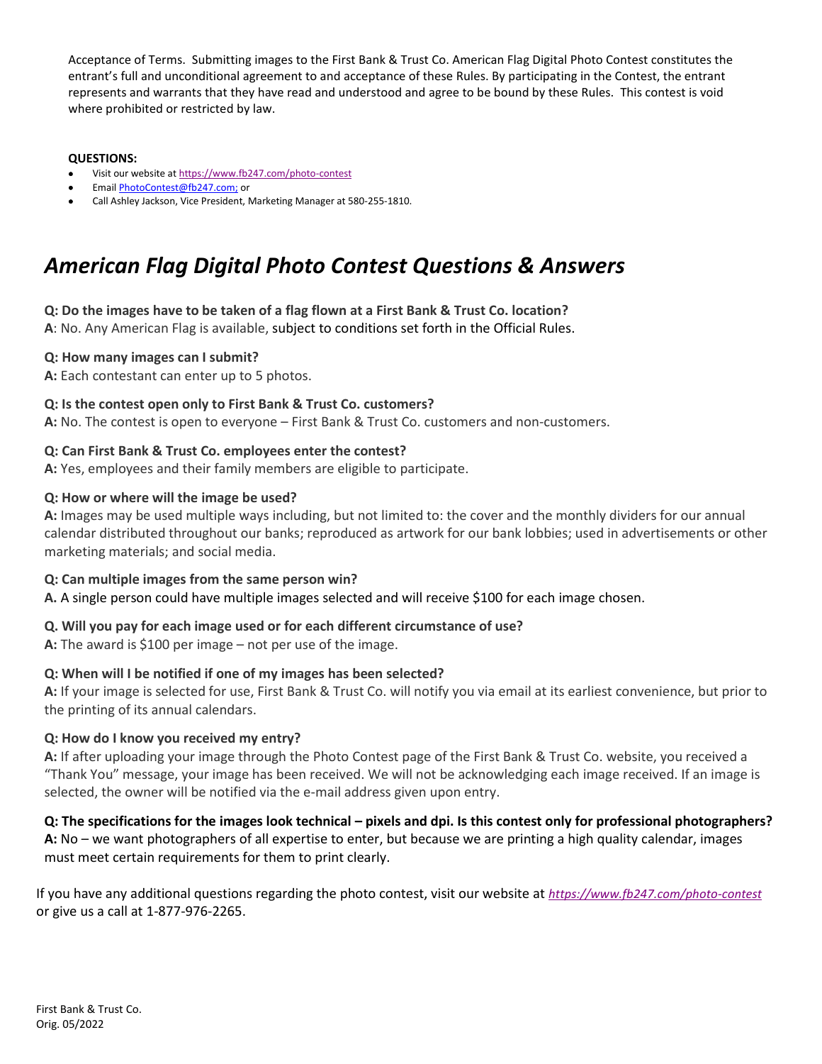Acceptance of Terms. Submitting images to the First Bank & Trust Co. American Flag Digital Photo Contest constitutes the entrant's full and unconditional agreement to and acceptance of these Rules. By participating in the Contest, the entrant represents and warrants that they have read and understood and agree to be bound by these Rules. This contest is void where prohibited or restricted by law.

**QUESTIONS:**

- Visit our website at https://www.fb247.com/photo-contest
- Email PhotoContest@fb247.com; or
- Call Ashley Jackson, Vice President, Marketing Manager at 580-255-1810.

# *American Flag Digital Photo Contest Questions & Answers*

**Q: Do the images have to be taken of a flag flown at a First Bank & Trust Co. location?**
**A**: No. Any American Flag is available, subject to conditions set forth in the Official Rules.

**Q: How many images can I submit?**
**A:** Each contestant can enter up to 5 photos.

**Q: Is the contest open only to First Bank & Trust Co. customers?**
**A:** No. The contest is open to everyone – First Bank & Trust Co. customers and non-customers.

**Q: Can First Bank & Trust Co. employees enter the contest?**
**A:** Yes, employees and their family members are eligible to participate.

**Q: How or where will the image be used?**
**A:** Images may be used multiple ways including, but not limited to: the cover and the monthly dividers for our annual calendar distributed throughout our banks; reproduced as artwork for our bank lobbies; used in advertisements or other marketing materials; and social media.

**Q: Can multiple images from the same person win?**
**A.** A single person could have multiple images selected and will receive $100 for each image chosen.

**Q. Will you pay for each image used or for each different circumstance of use?**
**A:** The award is $100 per image – not per use of the image.

**Q: When will I be notified if one of my images has been selected?**
**A:** If your image is selected for use, First Bank & Trust Co. will notify you via email at its earliest convenience, but prior to the printing of its annual calendars.

**Q: How do I know you received my entry?**
**A:** If after uploading your image through the Photo Contest page of the First Bank & Trust Co. website, you received a "Thank You" message, your image has been received. We will not be acknowledging each image received. If an image is selected, the owner will be notified via the e-mail address given upon entry.

**Q: The specifications for the images look technical – pixels and dpi. Is this contest only for professional photographers?**
**A:** No – we want photographers of all expertise to enter, but because we are printing a high quality calendar, images must meet certain requirements for them to print clearly.

If you have any additional questions regarding the photo contest, visit our website at *https://www.fb247.com/photo-contest* or give us a call at 1-877-976-2265.

First Bank & Trust Co.
Orig. 05/2022